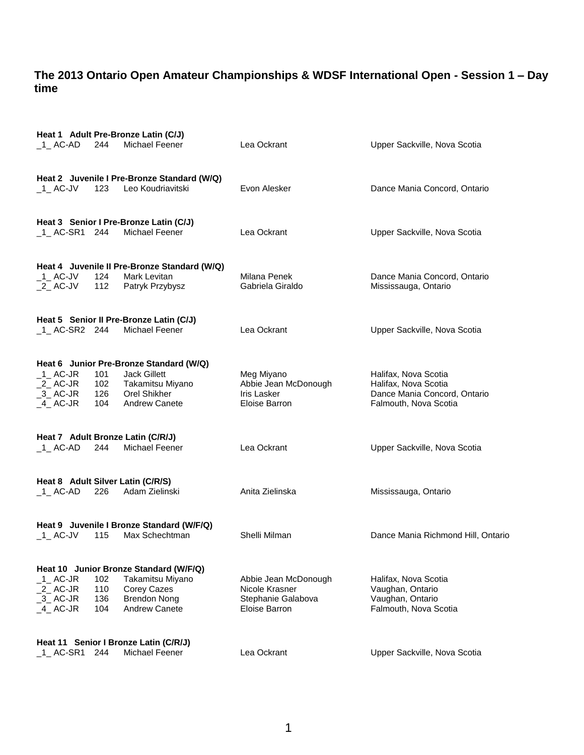## The 2013 Ontario Open Amateur Championships & WDSF International Open - Session 1 – Day time

**Heat 1 Adult Pre-Bronze Latin (C/J)**

| | | | | |
|---|---|---|---|---|
| _1_ AC-AD | 244 | Michael Feener | Lea Ockrant | Upper Sackville, Nova Scotia |

**Heat 2 Juvenile I Pre-Bronze Standard (W/Q)**

| | | | | |
|---|---|---|---|---|
| _1_ AC-JV | 123 | Leo Koudriavitski | Evon Alesker | Dance Mania Concord, Ontario |

**Heat 3 Senior I Pre-Bronze Latin (C/J)**

| | | | | |
|---|---|---|---|---|
| _1_ AC-SR1 | 244 | Michael Feener | Lea Ockrant | Upper Sackville, Nova Scotia |

**Heat 4 Juvenile II Pre-Bronze Standard (W/Q)**

| | | | | |
|---|---|---|---|---|
| _1_ AC-JV | 124 | Mark Levitan | Milana Penek | Dance Mania Concord, Ontario |
| _2_ AC-JV | 112 | Patryk Przybysz | Gabriela Giraldo | Mississauga, Ontario |

**Heat 5 Senior II Pre-Bronze Latin (C/J)**

| | | | | |
|---|---|---|---|---|
| _1_ AC-SR2 | 244 | Michael Feener | Lea Ockrant | Upper Sackville, Nova Scotia |

**Heat 6 Junior Pre-Bronze Standard (W/Q)**

| | | | | |
|---|---|---|---|---|
| _1_ AC-JR | 101 | Jack Gillett | Meg Miyano | Halifax, Nova Scotia |
| _2_ AC-JR | 102 | Takamitsu Miyano | Abbie Jean McDonough | Halifax, Nova Scotia |
| _3_ AC-JR | 126 | Orel Shikher | Iris Lasker | Dance Mania Concord, Ontario |
| _4_ AC-JR | 104 | Andrew Canete | Eloise Barron | Falmouth, Nova Scotia |

**Heat 7 Adult Bronze Latin (C/R/J)**

| | | | | |
|---|---|---|---|---|
| _1_ AC-AD | 244 | Michael Feener | Lea Ockrant | Upper Sackville, Nova Scotia |

**Heat 8 Adult Silver Latin (C/R/S)**

| | | | | |
|---|---|---|---|---|
| _1_ AC-AD | 226 | Adam Zielinski | Anita Zielinska | Mississauga, Ontario |

**Heat 9 Juvenile I Bronze Standard (W/F/Q)**

| | | | | |
|---|---|---|---|---|
| _1_ AC-JV | 115 | Max Schechtman | Shelli Milman | Dance Mania Richmond Hill, Ontario |

**Heat 10 Junior Bronze Standard (W/F/Q)**

| | | | | |
|---|---|---|---|---|
| _1_ AC-JR | 102 | Takamitsu Miyano | Abbie Jean McDonough | Halifax, Nova Scotia |
| _2_ AC-JR | 110 | Corey Cazes | Nicole Krasner | Vaughan, Ontario |
| _3_ AC-JR | 136 | Brendon Nong | Stephanie Galabova | Vaughan, Ontario |
| _4_ AC-JR | 104 | Andrew Canete | Eloise Barron | Falmouth, Nova Scotia |

**Heat 11 Senior I Bronze Latin (C/R/J)**

| | | | | |
|---|---|---|---|---|
| _1_ AC-SR1 | 244 | Michael Feener | Lea Ockrant | Upper Sackville, Nova Scotia |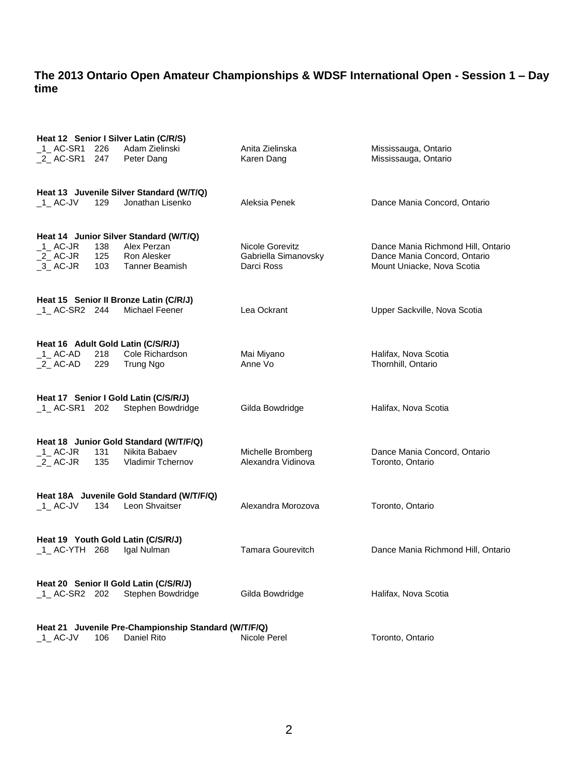## The 2013 Ontario Open Amateur Championships & WDSF International Open - Session 1 – Day time

**Heat 12 Senior I Silver Latin (C/R/S)**

| | | | | |
|---|---|---|---|---|
| _1_ AC-SR1 | 226 | Adam Zielinski | Anita Zielinska | Mississauga, Ontario |
| _2_ AC-SR1 | 247 | Peter Dang | Karen Dang | Mississauga, Ontario |

**Heat 13 Juvenile Silver Standard (W/T/Q)**

| | | | | |
|---|---|---|---|---|
| _1_ AC-JV | 129 | Jonathan Lisenko | Aleksia Penek | Dance Mania Concord, Ontario |

**Heat 14 Junior Silver Standard (W/T/Q)**

| | | | | |
|---|---|---|---|---|
| _1_ AC-JR | 138 | Alex Perzan | Nicole Gorevitz | Dance Mania Richmond Hill, Ontario |
| _2_ AC-JR | 125 | Ron Alesker | Gabriella Simanovsky | Dance Mania Concord, Ontario |
| _3_ AC-JR | 103 | Tanner Beamish | Darci Ross | Mount Uniacke, Nova Scotia |

**Heat 15 Senior II Bronze Latin (C/R/J)**

| | | | | |
|---|---|---|---|---|
| _1_ AC-SR2 | 244 | Michael Feener | Lea Ockrant | Upper Sackville, Nova Scotia |

**Heat 16 Adult Gold Latin (C/S/R/J)**

| | | | | |
|---|---|---|---|---|
| _1_ AC-AD | 218 | Cole Richardson | Mai Miyano | Halifax, Nova Scotia |
| _2_ AC-AD | 229 | Trung Ngo | Anne Vo | Thornhill, Ontario |

**Heat 17 Senior I Gold Latin (C/S/R/J)**

| | | | | |
|---|---|---|---|---|
| _1_ AC-SR1 | 202 | Stephen Bowdridge | Gilda Bowdridge | Halifax, Nova Scotia |

**Heat 18 Junior Gold Standard (W/T/F/Q)**

| | | | | |
|---|---|---|---|---|
| _1_ AC-JR | 131 | Nikita Babaev | Michelle Bromberg | Dance Mania Concord, Ontario |
| _2_ AC-JR | 135 | Vladimir Tchernov | Alexandra Vidinova | Toronto, Ontario |

**Heat 18A Juvenile Gold Standard (W/T/F/Q)**

| | | | | |
|---|---|---|---|---|
| _1_ AC-JV | 134 | Leon Shvaitser | Alexandra Morozova | Toronto, Ontario |

**Heat 19 Youth Gold Latin (C/S/R/J)**

| | | | | |
|---|---|---|---|---|
| _1_ AC-YTH | 268 | Igal Nulman | Tamara Gourevitch | Dance Mania Richmond Hill, Ontario |

**Heat 20 Senior II Gold Latin (C/S/R/J)**

| | | | | |
|---|---|---|---|---|
| _1_ AC-SR2 | 202 | Stephen Bowdridge | Gilda Bowdridge | Halifax, Nova Scotia |

**Heat 21 Juvenile Pre-Championship Standard (W/T/F/Q)**

| | | | | |
|---|---|---|---|---|
| _1_ AC-JV | 106 | Daniel Rito | Nicole Perel | Toronto, Ontario |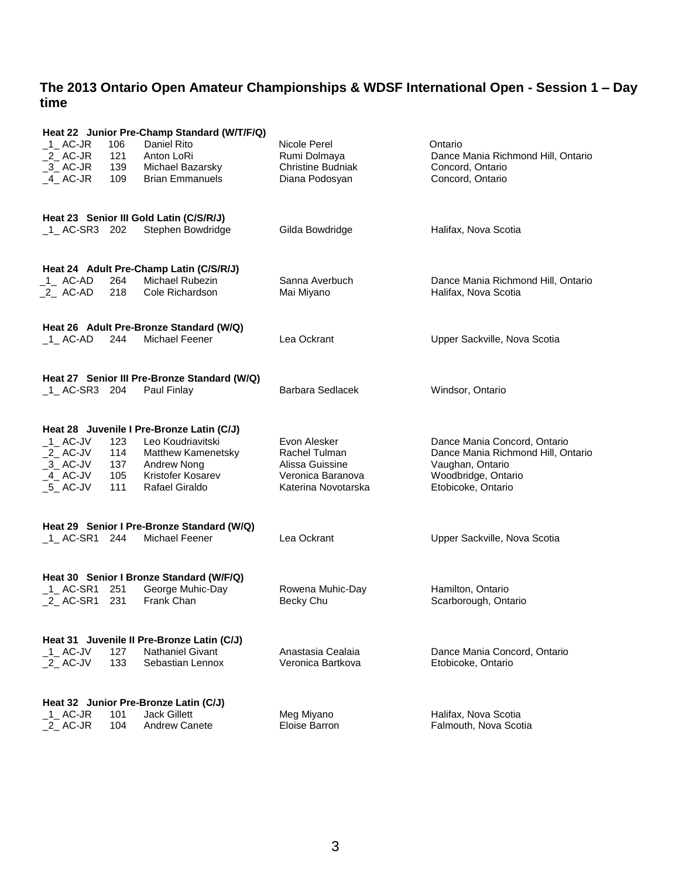## The 2013 Ontario Open Amateur Championships & WDSF International Open - Session 1 – Day time

**Heat 22 Junior Pre-Champ Standard (W/T/F/Q)**

| | | | | |
|---|---|---|---|---|
| _1_ AC-JR | 106 | Daniel Rito | Nicole Perel | Ontario |
| _2_ AC-JR | 121 | Anton LoRi | Rumi Dolmaya | Dance Mania Richmond Hill, Ontario |
| _3_ AC-JR | 139 | Michael Bazarsky | Christine Budniak | Concord, Ontario |
| _4_ AC-JR | 109 | Brian Emmanuels | Diana Podosyan | Concord, Ontario |

**Heat 23 Senior III Gold Latin (C/S/R/J)**

| | | | | |
|---|---|---|---|---|
| _1_ AC-SR3 | 202 | Stephen Bowdridge | Gilda Bowdridge | Halifax, Nova Scotia |

**Heat 24 Adult Pre-Champ Latin (C/S/R/J)**

| | | | | |
|---|---|---|---|---|
| _1_ AC-AD | 264 | Michael Rubezin | Sanna Averbuch | Dance Mania Richmond Hill, Ontario |
| _2_ AC-AD | 218 | Cole Richardson | Mai Miyano | Halifax, Nova Scotia |

**Heat 26 Adult Pre-Bronze Standard (W/Q)**

| | | | | |
|---|---|---|---|---|
| _1_ AC-AD | 244 | Michael Feener | Lea Ockrant | Upper Sackville, Nova Scotia |

**Heat 27 Senior III Pre-Bronze Standard (W/Q)**

| | | | | |
|---|---|---|---|---|
| _1_ AC-SR3 | 204 | Paul Finlay | Barbara Sedlacek | Windsor, Ontario |

**Heat 28 Juvenile I Pre-Bronze Latin (C/J)**

| | | | | |
|---|---|---|---|---|
| _1_ AC-JV | 123 | Leo Koudriavitski | Evon Alesker | Dance Mania Concord, Ontario |
| _2_ AC-JV | 114 | Matthew Kamenetsky | Rachel Tulman | Dance Mania Richmond Hill, Ontario |
| _3_ AC-JV | 137 | Andrew Nong | Alissa Guissine | Vaughan, Ontario |
| _4_ AC-JV | 105 | Kristofer Kosarev | Veronica Baranova | Woodbridge, Ontario |
| _5_ AC-JV | 111 | Rafael Giraldo | Katerina Novotarska | Etobicoke, Ontario |

**Heat 29 Senior I Pre-Bronze Standard (W/Q)**

| | | | | |
|---|---|---|---|---|
| _1_ AC-SR1 | 244 | Michael Feener | Lea Ockrant | Upper Sackville, Nova Scotia |

**Heat 30 Senior I Bronze Standard (W/F/Q)**

| | | | | |
|---|---|---|---|---|
| _1_ AC-SR1 | 251 | George Muhic-Day | Rowena Muhic-Day | Hamilton, Ontario |
| _2_ AC-SR1 | 231 | Frank Chan | Becky Chu | Scarborough, Ontario |

**Heat 31 Juvenile II Pre-Bronze Latin (C/J)**

| | | | | |
|---|---|---|---|---|
| _1_ AC-JV | 127 | Nathaniel Givant | Anastasia Cealaia | Dance Mania Concord, Ontario |
| _2_ AC-JV | 133 | Sebastian Lennox | Veronica Bartkova | Etobicoke, Ontario |

**Heat 32 Junior Pre-Bronze Latin (C/J)**

| | | | | |
|---|---|---|---|---|
| _1_ AC-JR | 101 | Jack Gillett | Meg Miyano | Halifax, Nova Scotia |
| _2_ AC-JR | 104 | Andrew Canete | Eloise Barron | Falmouth, Nova Scotia |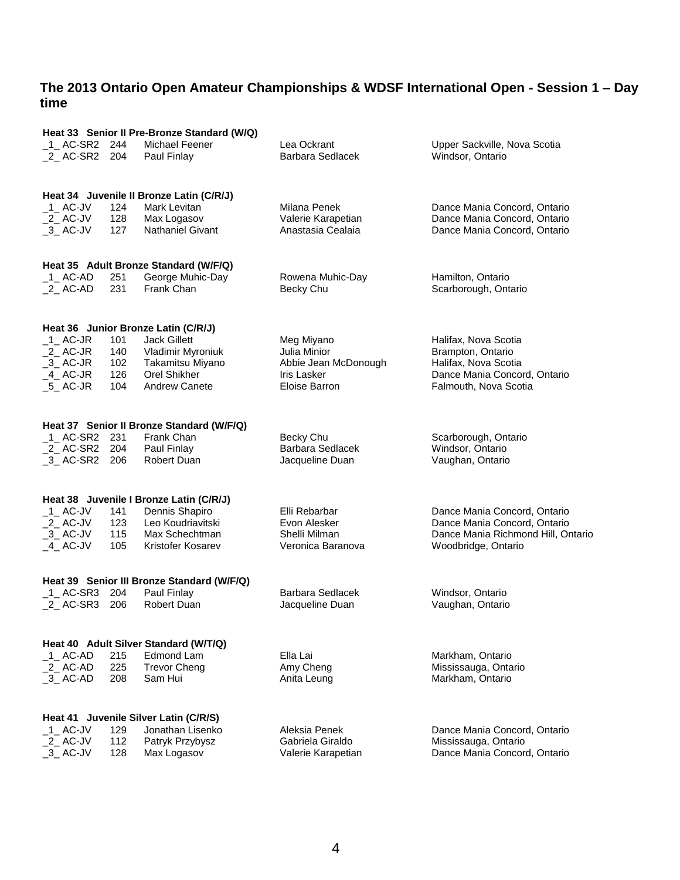### The 2013 Ontario Open Amateur Championships & WDSF International Open - Session 1 – Day time

**Heat 33 Senior II Pre-Bronze Standard (W/Q)**

| | | | | | |
|---|---|---|---|---|---|
| _1_ | AC-SR2 | 244 | Michael Feener | Lea Ockrant | Upper Sackville, Nova Scotia |
| _2_ | AC-SR2 | 204 | Paul Finlay | Barbara Sedlacek | Windsor, Ontario |

**Heat 34 Juvenile II Bronze Latin (C/R/J)**

| | | | | | |
|---|---|---|---|---|---|
| _1_ | AC-JV | 124 | Mark Levitan | Milana Penek | Dance Mania Concord, Ontario |
| _2_ | AC-JV | 128 | Max Logasov | Valerie Karapetian | Dance Mania Concord, Ontario |
| _3_ | AC-JV | 127 | Nathaniel Givant | Anastasia Cealaia | Dance Mania Concord, Ontario |

**Heat 35 Adult Bronze Standard (W/F/Q)**

| | | | | | |
|---|---|---|---|---|---|
| _1_ | AC-AD | 251 | George Muhic-Day | Rowena Muhic-Day | Hamilton, Ontario |
| _2_ | AC-AD | 231 | Frank Chan | Becky Chu | Scarborough, Ontario |

**Heat 36 Junior Bronze Latin (C/R/J)**

| | | | | | |
|---|---|---|---|---|---|
| _1_ | AC-JR | 101 | Jack Gillett | Meg Miyano | Halifax, Nova Scotia |
| _2_ | AC-JR | 140 | Vladimir Myroniuk | Julia Minior | Brampton, Ontario |
| _3_ | AC-JR | 102 | Takamitsu Miyano | Abbie Jean McDonough | Halifax, Nova Scotia |
| _4_ | AC-JR | 126 | Orel Shikher | Iris Lasker | Dance Mania Concord, Ontario |
| _5_ | AC-JR | 104 | Andrew Canete | Eloise Barron | Falmouth, Nova Scotia |

**Heat 37 Senior II Bronze Standard (W/F/Q)**

| | | | | | |
|---|---|---|---|---|---|
| _1_ | AC-SR2 | 231 | Frank Chan | Becky Chu | Scarborough, Ontario |
| _2_ | AC-SR2 | 204 | Paul Finlay | Barbara Sedlacek | Windsor, Ontario |
| _3_ | AC-SR2 | 206 | Robert Duan | Jacqueline Duan | Vaughan, Ontario |

**Heat 38 Juvenile I Bronze Latin (C/R/J)**

| | | | | | |
|---|---|---|---|---|---|
| _1_ | AC-JV | 141 | Dennis Shapiro | Elli Rebarbar | Dance Mania Concord, Ontario |
| _2_ | AC-JV | 123 | Leo Koudriavitski | Evon Alesker | Dance Mania Concord, Ontario |
| _3_ | AC-JV | 115 | Max Schechtman | Shelli Milman | Dance Mania Richmond Hill, Ontario |
| _4_ | AC-JV | 105 | Kristofer Kosarev | Veronica Baranova | Woodbridge, Ontario |

**Heat 39 Senior III Bronze Standard (W/F/Q)**

| | | | | | |
|---|---|---|---|---|---|
| _1_ | AC-SR3 | 204 | Paul Finlay | Barbara Sedlacek | Windsor, Ontario |
| _2_ | AC-SR3 | 206 | Robert Duan | Jacqueline Duan | Vaughan, Ontario |

**Heat 40 Adult Silver Standard (W/T/Q)**

| | | | | | |
|---|---|---|---|---|---|
| _1_ | AC-AD | 215 | Edmond Lam | Ella Lai | Markham, Ontario |
| _2_ | AC-AD | 225 | Trevor Cheng | Amy Cheng | Mississauga, Ontario |
| _3_ | AC-AD | 208 | Sam Hui | Anita Leung | Markham, Ontario |

**Heat 41 Juvenile Silver Latin (C/R/S)**

| | | | | | |
|---|---|---|---|---|---|
| _1_ | AC-JV | 129 | Jonathan Lisenko | Aleksia Penek | Dance Mania Concord, Ontario |
| _2_ | AC-JV | 112 | Patryk Przybysz | Gabriela Giraldo | Mississauga, Ontario |
| _3_ | AC-JV | 128 | Max Logasov | Valerie Karapetian | Dance Mania Concord, Ontario |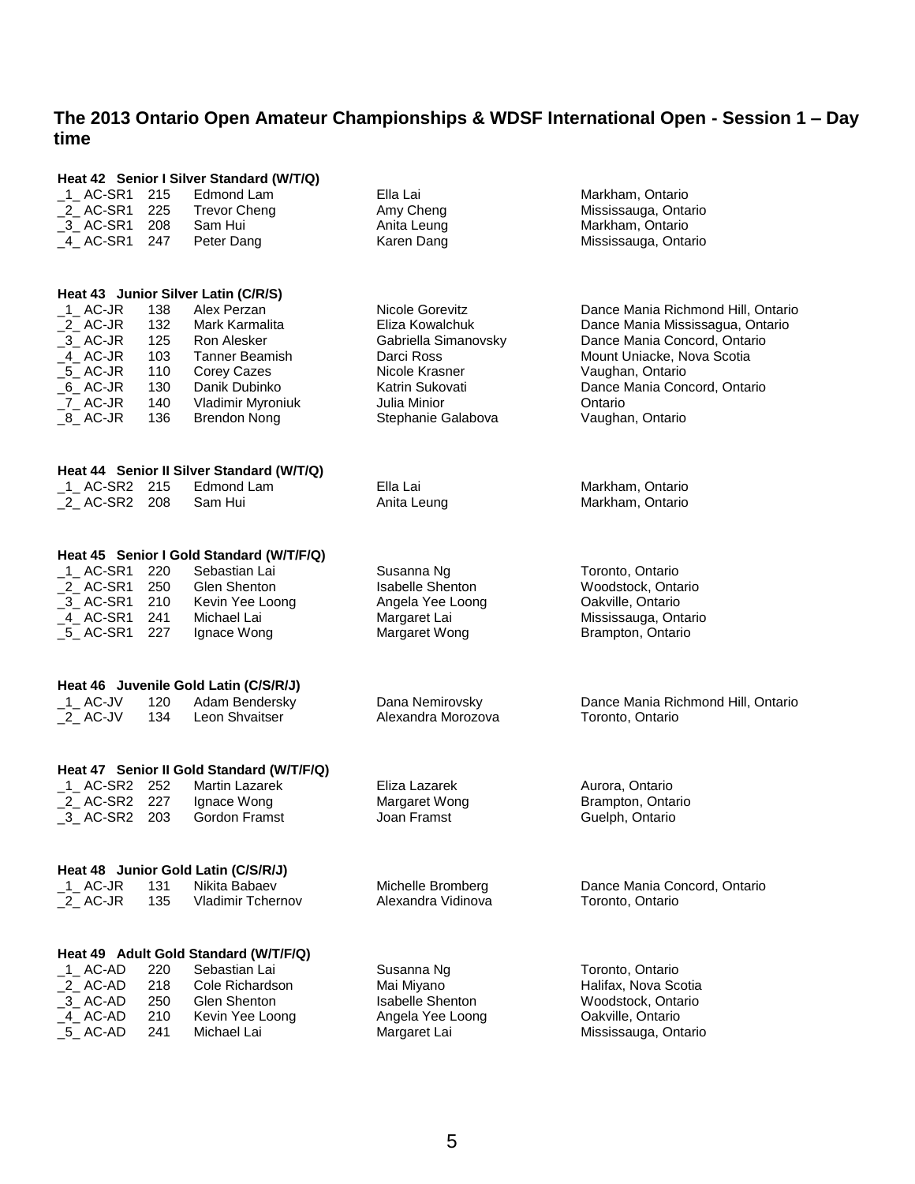## The 2013 Ontario Open Amateur Championships & WDSF International Open - Session 1 – Day time

**Heat 42 Senior I Silver Standard (W/T/Q)**

| | | | | |
|---|---|---|---|---|
| _1_ AC-SR1 | 215 | Edmond Lam | Ella Lai | Markham, Ontario |
| _2_ AC-SR1 | 225 | Trevor Cheng | Amy Cheng | Mississauga, Ontario |
| _3_ AC-SR1 | 208 | Sam Hui | Anita Leung | Markham, Ontario |
| _4_ AC-SR1 | 247 | Peter Dang | Karen Dang | Mississauga, Ontario |

**Heat 43 Junior Silver Latin (C/R/S)**

| | | | | |
|---|---|---|---|---|
| _1_ AC-JR | 138 | Alex Perzan | Nicole Gorevitz | Dance Mania Richmond Hill, Ontario |
| _2_ AC-JR | 132 | Mark Karmalita | Eliza Kowalchuk | Dance Mania Mississagua, Ontario |
| _3_ AC-JR | 125 | Ron Alesker | Gabriella Simanovsky | Dance Mania Concord, Ontario |
| _4_ AC-JR | 103 | Tanner Beamish | Darci Ross | Mount Uniacke, Nova Scotia |
| _5_ AC-JR | 110 | Corey Cazes | Nicole Krasner | Vaughan, Ontario |
| _6_ AC-JR | 130 | Danik Dubinko | Katrin Sukovati | Dance Mania Concord, Ontario |
| _7_ AC-JR | 140 | Vladimir Myroniuk | Julia Minior | Ontario |
| _8_ AC-JR | 136 | Brendon Nong | Stephanie Galabova | Vaughan, Ontario |

**Heat 44 Senior II Silver Standard (W/T/Q)**

| | | | | |
|---|---|---|---|---|
| _1_ AC-SR2 | 215 | Edmond Lam | Ella Lai | Markham, Ontario |
| _2_ AC-SR2 | 208 | Sam Hui | Anita Leung | Markham, Ontario |

**Heat 45 Senior I Gold Standard (W/T/F/Q)**

| | | | | |
|---|---|---|---|---|
| _1_ AC-SR1 | 220 | Sebastian Lai | Susanna Ng | Toronto, Ontario |
| _2_ AC-SR1 | 250 | Glen Shenton | Isabelle Shenton | Woodstock, Ontario |
| _3_ AC-SR1 | 210 | Kevin Yee Loong | Angela Yee Loong | Oakville, Ontario |
| _4_ AC-SR1 | 241 | Michael Lai | Margaret Lai | Mississauga, Ontario |
| _5_ AC-SR1 | 227 | Ignace Wong | Margaret Wong | Brampton, Ontario |

**Heat 46 Juvenile Gold Latin (C/S/R/J)**

| | | | | |
|---|---|---|---|---|
| _1_ AC-JV | 120 | Adam Bendersky | Dana Nemirovsky | Dance Mania Richmond Hill, Ontario |
| _2_ AC-JV | 134 | Leon Shvaitser | Alexandra Morozova | Toronto, Ontario |

**Heat 47 Senior II Gold Standard (W/T/F/Q)**

| | | | | |
|---|---|---|---|---|
| _1_ AC-SR2 | 252 | Martin Lazarek | Eliza Lazarek | Aurora, Ontario |
| _2_ AC-SR2 | 227 | Ignace Wong | Margaret Wong | Brampton, Ontario |
| _3_ AC-SR2 | 203 | Gordon Framst | Joan Framst | Guelph, Ontario |

**Heat 48 Junior Gold Latin (C/S/R/J)**

| | | | | |
|---|---|---|---|---|
| _1_ AC-JR | 131 | Nikita Babaev | Michelle Bromberg | Dance Mania Concord, Ontario |
| _2_ AC-JR | 135 | Vladimir Tchernov | Alexandra Vidinova | Toronto, Ontario |

**Heat 49 Adult Gold Standard (W/T/F/Q)**

| | | | | |
|---|---|---|---|---|
| _1_ AC-AD | 220 | Sebastian Lai | Susanna Ng | Toronto, Ontario |
| _2_ AC-AD | 218 | Cole Richardson | Mai Miyano | Halifax, Nova Scotia |
| _3_ AC-AD | 250 | Glen Shenton | Isabelle Shenton | Woodstock, Ontario |
| _4_ AC-AD | 210 | Kevin Yee Loong | Angela Yee Loong | Oakville, Ontario |
| _5_ AC-AD | 241 | Michael Lai | Margaret Lai | Mississauga, Ontario |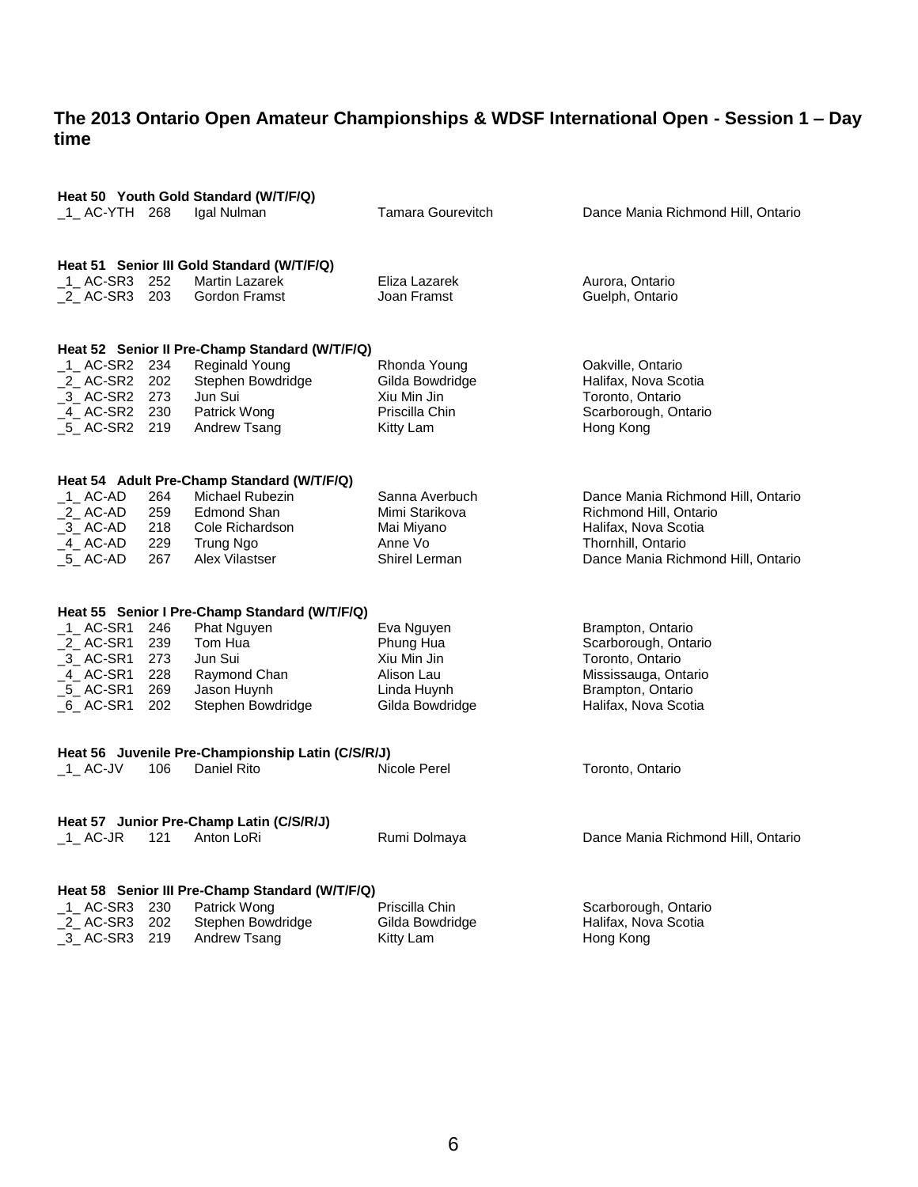## The 2013 Ontario Open Amateur Championships & WDSF International Open - Session 1 – Day time

**Heat 50 Youth Gold Standard (W/T/F/Q)**

| | | | | |
|---|---|---|---|---|
| _1_ AC-YTH | 268 | Igal Nulman | Tamara Gourevitch | Dance Mania Richmond Hill, Ontario |

**Heat 51 Senior III Gold Standard (W/T/F/Q)**

| | | | | |
|---|---|---|---|---|
| _1_ AC-SR3 | 252 | Martin Lazarek | Eliza Lazarek | Aurora, Ontario |
| _2_ AC-SR3 | 203 | Gordon Framst | Joan Framst | Guelph, Ontario |

**Heat 52 Senior II Pre-Champ Standard (W/T/F/Q)**

| | | | | |
|---|---|---|---|---|
| _1_ AC-SR2 | 234 | Reginald Young | Rhonda Young | Oakville, Ontario |
| _2_ AC-SR2 | 202 | Stephen Bowdridge | Gilda Bowdridge | Halifax, Nova Scotia |
| _3_ AC-SR2 | 273 | Jun Sui | Xiu Min Jin | Toronto, Ontario |
| _4_ AC-SR2 | 230 | Patrick Wong | Priscilla Chin | Scarborough, Ontario |
| _5_ AC-SR2 | 219 | Andrew Tsang | Kitty Lam | Hong Kong |

**Heat 54 Adult Pre-Champ Standard (W/T/F/Q)**

| | | | | |
|---|---|---|---|---|
| _1_ AC-AD | 264 | Michael Rubezin | Sanna Averbuch | Dance Mania Richmond Hill, Ontario |
| _2_ AC-AD | 259 | Edmond Shan | Mimi Starikova | Richmond Hill, Ontario |
| _3_ AC-AD | 218 | Cole Richardson | Mai Miyano | Halifax, Nova Scotia |
| _4_ AC-AD | 229 | Trung Ngo | Anne Vo | Thornhill, Ontario |
| _5_ AC-AD | 267 | Alex Vilastser | Shirel Lerman | Dance Mania Richmond Hill, Ontario |

**Heat 55 Senior I Pre-Champ Standard (W/T/F/Q)**

| | | | | |
|---|---|---|---|---|
| _1_ AC-SR1 | 246 | Phat Nguyen | Eva Nguyen | Brampton, Ontario |
| _2_ AC-SR1 | 239 | Tom Hua | Phung Hua | Scarborough, Ontario |
| _3_ AC-SR1 | 273 | Jun Sui | Xiu Min Jin | Toronto, Ontario |
| _4_ AC-SR1 | 228 | Raymond Chan | Alison Lau | Mississauga, Ontario |
| _5_ AC-SR1 | 269 | Jason Huynh | Linda Huynh | Brampton, Ontario |
| _6_ AC-SR1 | 202 | Stephen Bowdridge | Gilda Bowdridge | Halifax, Nova Scotia |

**Heat 56 Juvenile Pre-Championship Latin (C/S/R/J)**

| | | | | |
|---|---|---|---|---|
| _1_ AC-JV | 106 | Daniel Rito | Nicole Perel | Toronto, Ontario |

**Heat 57 Junior Pre-Champ Latin (C/S/R/J)**

| | | | | |
|---|---|---|---|---|
| _1_ AC-JR | 121 | Anton LoRi | Rumi Dolmaya | Dance Mania Richmond Hill, Ontario |

**Heat 58 Senior III Pre-Champ Standard (W/T/F/Q)**

| | | | | |
|---|---|---|---|---|
| _1_ AC-SR3 | 230 | Patrick Wong | Priscilla Chin | Scarborough, Ontario |
| _2_ AC-SR3 | 202 | Stephen Bowdridge | Gilda Bowdridge | Halifax, Nova Scotia |
| _3_ AC-SR3 | 219 | Andrew Tsang | Kitty Lam | Hong Kong |